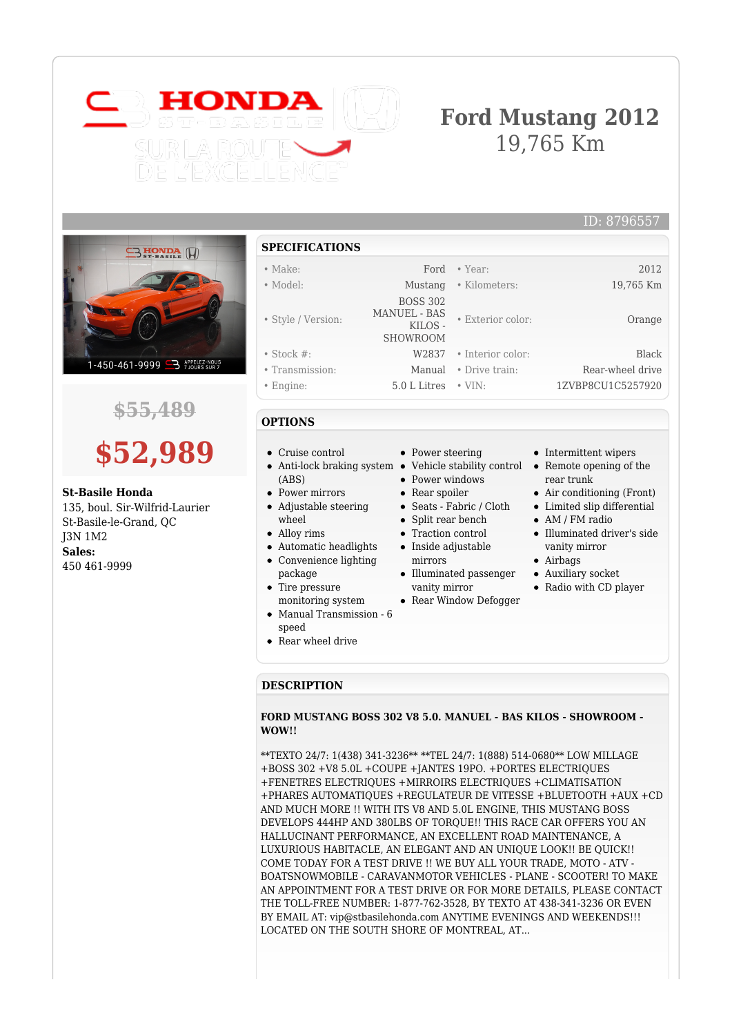# Ford Mustang 2012

19,765 Km

ID: 8796557

~~$55,489~~

**$52,989**

**St-Basile Honda**
135, boul. Sir-Wilfrid-Laurier
St-Basile-le-Grand, QC
J3N 1M2
**Sales:**
450 461-9999

## SPECIFICATIONS

| | | | |
|---|---|---|---|
| • Make: | Ford | • Year: | 2012 |
| • Model: | Mustang | • Kilometers: | 19,765 Km |
| • Style / Version: | BOSS 302 MANUEL - BAS KILOS - SHOWROOM | • Exterior color: | Orange |
| • Stock #: | W2837 | • Interior color: | Black |
| • Transmission: | Manual | • Drive train: | Rear-wheel drive |
| • Engine: | 5.0 L Litres | • VIN: | 1ZVBP8CU1C5257920 |

## OPTIONS

- Cruise control
- Anti-lock braking system (ABS)
- Power mirrors
- Adjustable steering wheel
- Alloy rims
- Automatic headlights
- Convenience lighting package
- Tire pressure monitoring system
- Manual Transmission - 6 speed
- Rear wheel drive
- Power steering
- Vehicle stability control
- Power windows
- Rear spoiler
- Seats - Fabric / Cloth
- Split rear bench
- Traction control
- Inside adjustable mirrors
- Illuminated passenger vanity mirror
- Rear Window Defogger
- Intermittent wipers
- Remote opening of the rear trunk
- Air conditioning (Front)
- Limited slip differential
- AM / FM radio
- Illuminated driver's side vanity mirror
- Airbags
- Auxiliary socket
- Radio with CD player

## DESCRIPTION

**FORD MUSTANG BOSS 302 V8 5.0. MANUEL - BAS KILOS - SHOWROOM - WOW!!**

**TEXTO 24/7: 1(438) 341-3236** **TEL 24/7: 1(888) 514-0680** LOW MILLAGE +BOSS 302 +V8 5.0L +COUPE +JANTES 19PO. +PORTES ELECTRIQUES +FENETRES ELECTRIQUES +MIRROIRS ELECTRIQUES +CLIMATISATION +PHARES AUTOMATIQUES +REGULATEUR DE VITESSE +BLUETOOTH +AUX +CD AND MUCH MORE !! WITH ITS V8 AND 5.0L ENGINE, THIS MUSTANG BOSS DEVELOPS 444HP AND 380LBS OF TORQUE!! THIS RACE CAR OFFERS YOU AN HALLUCINANT PERFORMANCE, AN EXCELLENT ROAD MAINTENANCE, A LUXURIOUS HABITACLE, AN ELEGANT AND AN UNIQUE LOOK!! BE QUICK!! COME TODAY FOR A TEST DRIVE !! WE BUY ALL YOUR TRADE, MOTO - ATV - BOATSNOWMOBILE - CARAVANMOTOR VEHICLES - PLANE - SCOOTER! TO MAKE AN APPOINTMENT FOR A TEST DRIVE OR FOR MORE DETAILS, PLEASE CONTACT THE TOLL-FREE NUMBER: 1-877-762-3528, BY TEXTO AT 438-341-3236 OR EVEN BY EMAIL AT: vip@stbasilehonda.com ANYTIME EVENINGS AND WEEKENDS!!! LOCATED ON THE SOUTH SHORE OF MONTREAL, AT...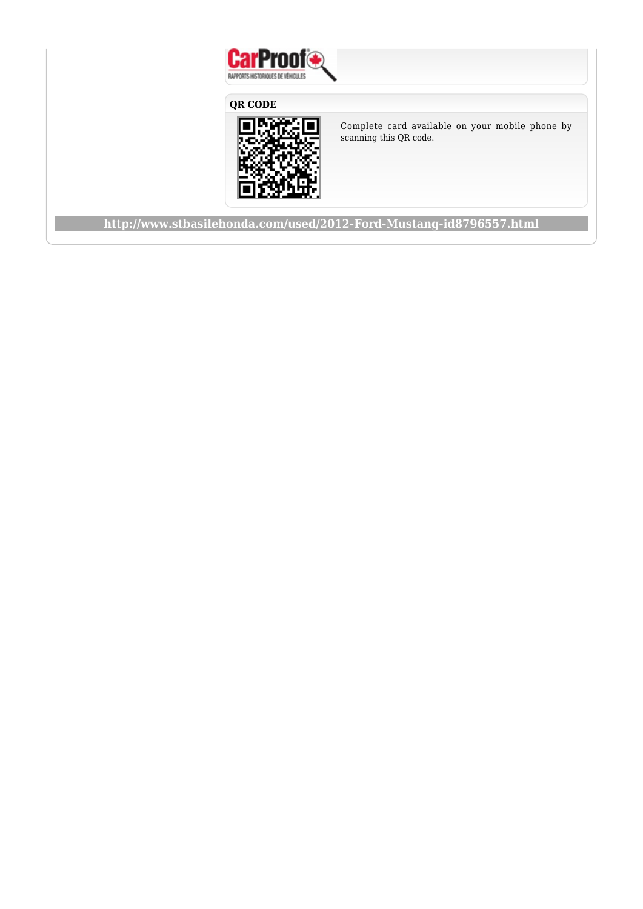CarProof

RAPPORTS HISTORIQUES DE VÉHICULES

## QR CODE

Complete card available on your mobile phone by scanning this QR code.

http://www.stbasilehonda.com/used/2012-Ford-Mustang-id8796557.html